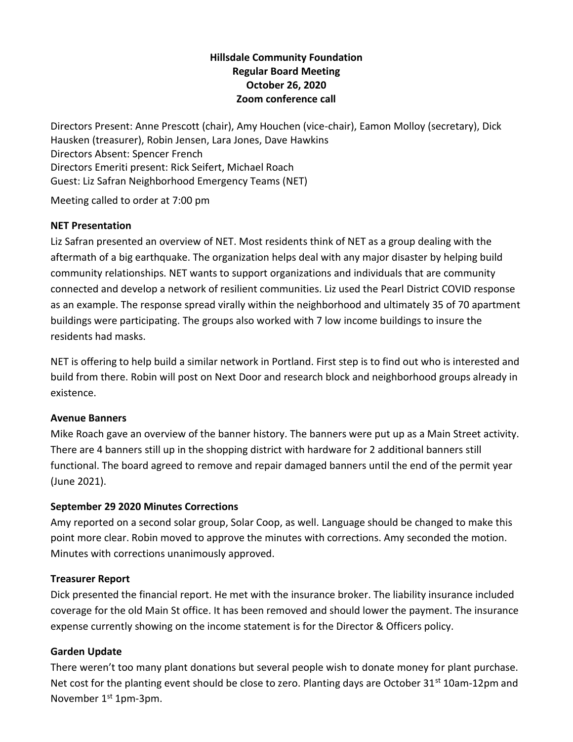**Hillsdale Community Foundation**
**Regular Board Meeting**
**October 26, 2020**
**Zoom conference call**

Directors Present: Anne Prescott (chair), Amy Houchen (vice-chair), Eamon Molloy (secretary), Dick Hausken (treasurer), Robin Jensen, Lara Jones, Dave Hawkins
Directors Absent: Spencer French
Directors Emeriti present: Rick Seifert, Michael Roach
Guest: Liz Safran Neighborhood Emergency Teams (NET)

Meeting called to order at 7:00 pm

### NET Presentation

Liz Safran presented an overview of NET. Most residents think of NET as a group dealing with the aftermath of a big earthquake. The organization helps deal with any major disaster by helping build community relationships. NET wants to support organizations and individuals that are community connected and develop a network of resilient communities. Liz used the Pearl District COVID response as an example. The response spread virally within the neighborhood and ultimately 35 of 70 apartment buildings were participating. The groups also worked with 7 low income buildings to insure the residents had masks.

NET is offering to help build a similar network in Portland. First step is to find out who is interested and build from there. Robin will post on Next Door and research block and neighborhood groups already in existence.

### Avenue Banners

Mike Roach gave an overview of the banner history. The banners were put up as a Main Street activity. There are 4 banners still up in the shopping district with hardware for 2 additional banners still functional. The board agreed to remove and repair damaged banners until the end of the permit year (June 2021).

### September 29 2020 Minutes Corrections

Amy reported on a second solar group, Solar Coop, as well. Language should be changed to make this point more clear. Robin moved to approve the minutes with corrections. Amy seconded the motion. Minutes with corrections unanimously approved.

### Treasurer Report

Dick presented the financial report. He met with the insurance broker. The liability insurance included coverage for the old Main St office. It has been removed and should lower the payment. The insurance expense currently showing on the income statement is for the Director & Officers policy.

### Garden Update

There weren't too many plant donations but several people wish to donate money for plant purchase. Net cost for the planting event should be close to zero. Planting days are October 31st 10am-12pm and November 1st 1pm-3pm.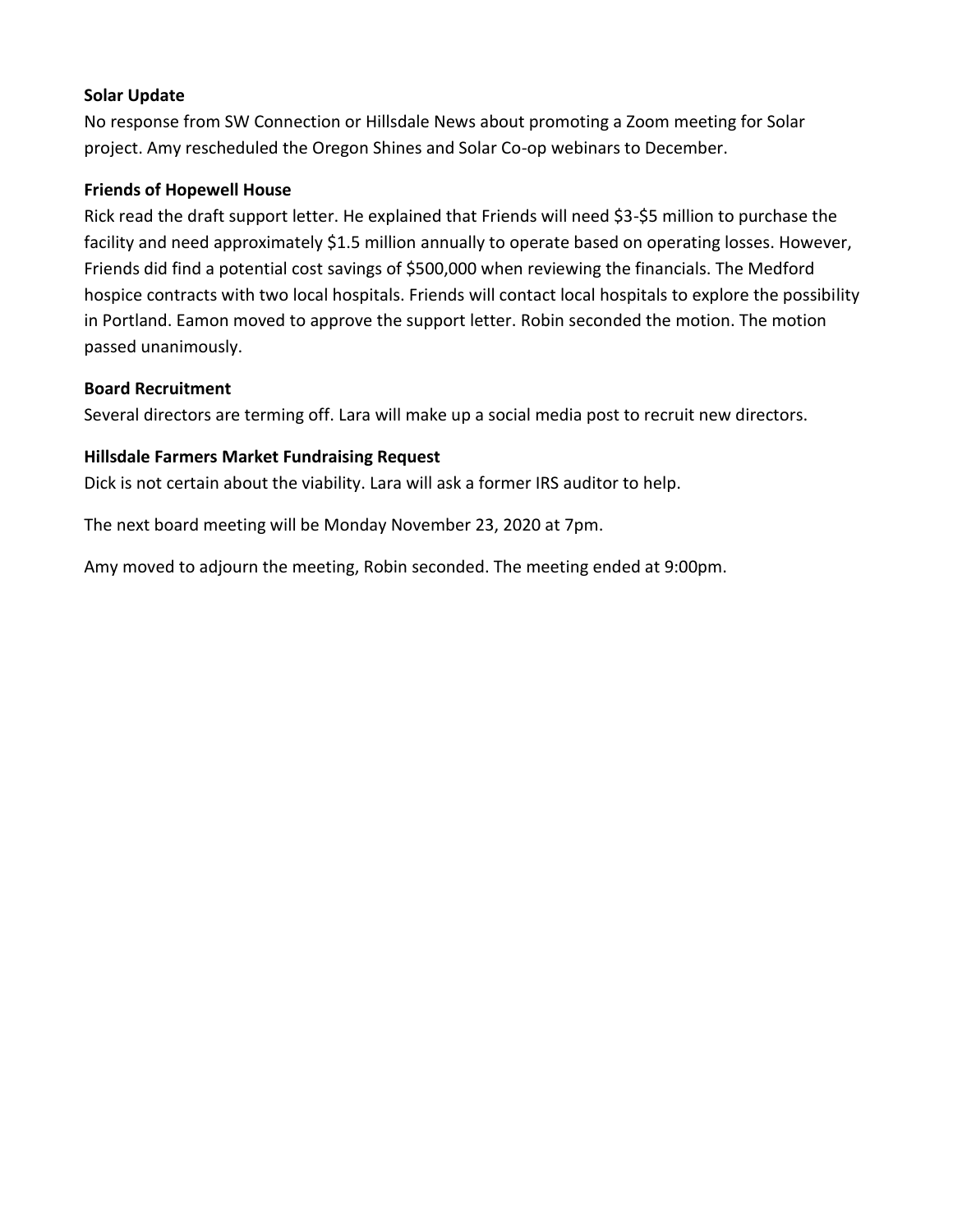**Solar Update**

No response from SW Connection or Hillsdale News about promoting a Zoom meeting for Solar project. Amy rescheduled the Oregon Shines and Solar Co-op webinars to December.

**Friends of Hopewell House**

Rick read the draft support letter. He explained that Friends will need $3-$5 million to purchase the facility and need approximately $1.5 million annually to operate based on operating losses. However, Friends did find a potential cost savings of $500,000 when reviewing the financials. The Medford hospice contracts with two local hospitals. Friends will contact local hospitals to explore the possibility in Portland. Eamon moved to approve the support letter. Robin seconded the motion. The motion passed unanimously.

**Board Recruitment**

Several directors are terming off. Lara will make up a social media post to recruit new directors.

**Hillsdale Farmers Market Fundraising Request**

Dick is not certain about the viability. Lara will ask a former IRS auditor to help.

The next board meeting will be Monday November 23, 2020 at 7pm.

Amy moved to adjourn the meeting, Robin seconded. The meeting ended at 9:00pm.